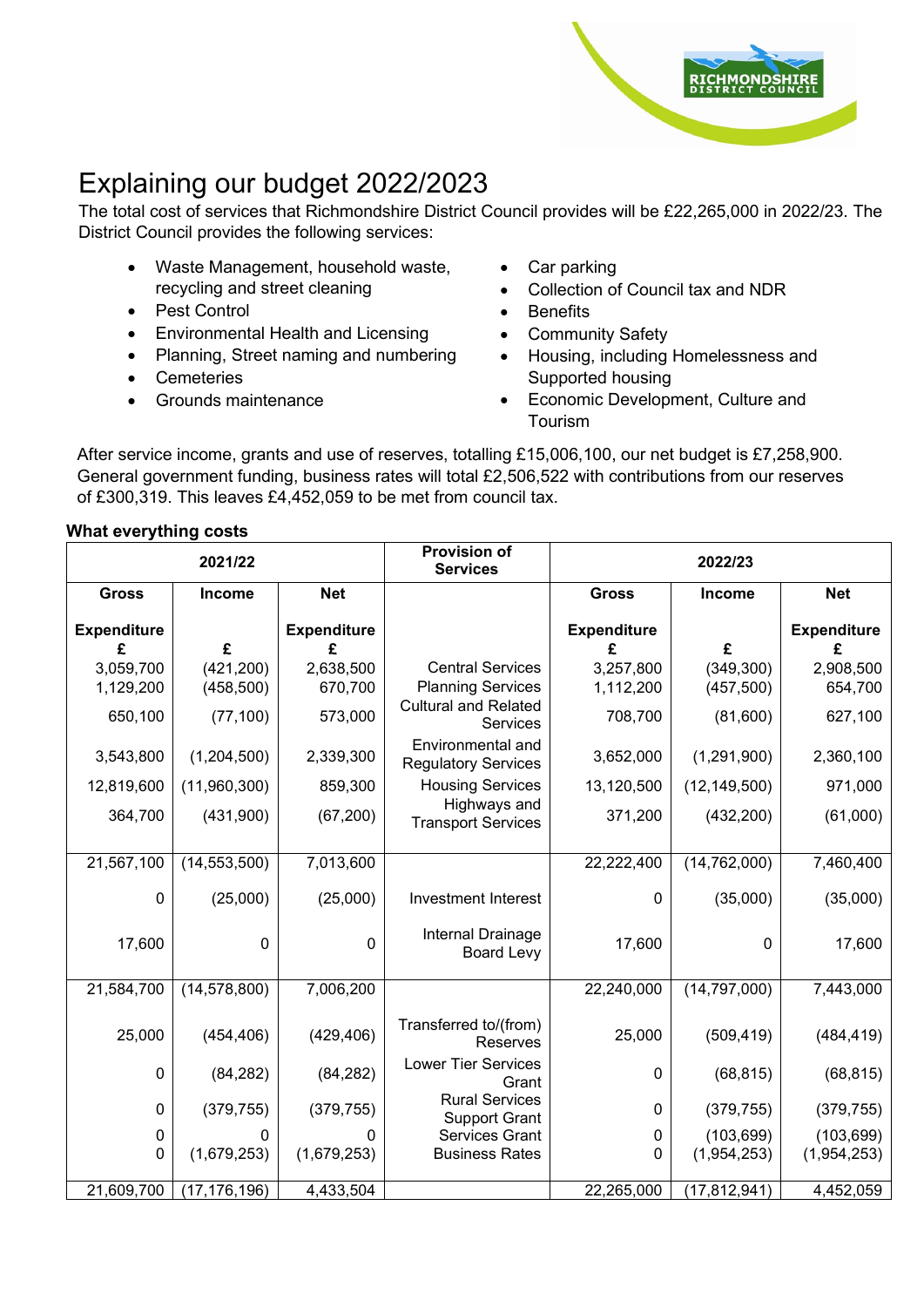# Explaining our budget 2022/2023

The total cost of services that Richmondshire District Council provides will be £22,265,000 in 2022/23. The District Council provides the following services:

- Waste Management, household waste, recycling and street cleaning
- Pest Control
- Environmental Health and Licensing
- Planning, Street naming and numbering
- Cemeteries
- Grounds maintenance
- Car parking
- Collection of Council tax and NDR
- Benefits
- Community Safety
- Housing, including Homelessness and Supported housing
- Economic Development, Culture and Tourism

After service income, grants and use of reserves, totalling £15,006,100, our net budget is £7,258,900. General government funding, business rates will total £2,506,522 with contributions from our reserves of £300,319. This leaves £4,452,059 to be met from council tax.

**What everything costs**

| 2021/22 | | | Provision of Services | 2022/23 | | |
|---|---|---|---|---|---|---|
| Gross Expenditure £ | Income £ | Net Expenditure £ | | Gross Expenditure £ | Income £ | Net Expenditure £ |
| 3,059,700 | (421,200) | 2,638,500 | Central Services | 3,257,800 | (349,300) | 2,908,500 |
| 1,129,200 | (458,500) | 670,700 | Planning Services | 1,112,200 | (457,500) | 654,700 |
| 650,100 | (77,100) | 573,000 | Cultural and Related Services | 708,700 | (81,600) | 627,100 |
| 3,543,800 | (1,204,500) | 2,339,300 | Environmental and Regulatory Services | 3,652,000 | (1,291,900) | 2,360,100 |
| 12,819,600 | (11,960,300) | 859,300 | Housing Services | 13,120,500 | (12,149,500) | 971,000 |
| 364,700 | (431,900) | (67,200) | Highways and Transport Services | 371,200 | (432,200) | (61,000) |
| 21,567,100 | (14,553,500) | 7,013,600 | | 22,222,400 | (14,762,000) | 7,460,400 |
| 0 | (25,000) | (25,000) | Investment Interest | 0 | (35,000) | (35,000) |
| 17,600 | 0 | 0 | Internal Drainage Board Levy | 17,600 | 0 | 17,600 |
| 21,584,700 | (14,578,800) | 7,006,200 | | 22,240,000 | (14,797,000) | 7,443,000 |
| 25,000 | (454,406) | (429,406) | Transferred to/(from) Reserves | 25,000 | (509,419) | (484,419) |
| 0 | (84,282) | (84,282) | Lower Tier Services Grant | 0 | (68,815) | (68,815) |
| 0 | (379,755) | (379,755) | Rural Services Support Grant | 0 | (379,755) | (379,755) |
| 0 | 0 | 0 | Services Grant | 0 | (103,699) | (103,699) |
| 0 | (1,679,253) | (1,679,253) | Business Rates | 0 | (1,954,253) | (1,954,253) |
| 21,609,700 | (17,176,196) | 4,433,504 | | 22,265,000 | (17,812,941) | 4,452,059 |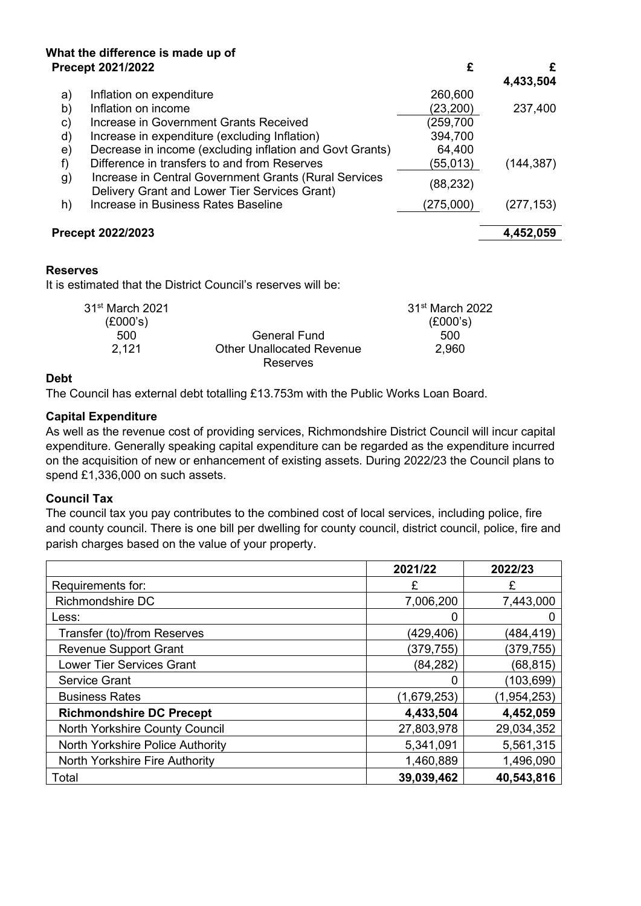### What the difference is made up of

| | | £ | £ |
|---|---|---|---|
| **Precept 2021/2022** | | | **4,433,504** |
| a) | Inflation on expenditure | 260,600 | |
| b) | Inflation on income | (23,200) | 237,400 |
| c) | Increase in Government Grants Received | (259,700 | |
| d) | Increase in expenditure (excluding Inflation) | 394,700 | |
| e) | Decrease in income (excluding inflation and Govt Grants) | 64,400 | |
| f) | Difference in transfers to and from Reserves | (55,013) | (144,387) |
| g) | Increase in Central Government Grants (Rural Services Delivery Grant and Lower Tier Services Grant) | (88,232) | |
| h) | Increase in Business Rates Baseline | (275,000) | (277,153) |
| **Precept 2022/2023** | | | **4,452,059** |

### Reserves

It is estimated that the District Council's reserves will be:

| 31st March 2021 (£000's) | | 31st March 2022 (£000's) |
|---|---|---|
| 500 | General Fund | 500 |
| 2,121 | Other Unallocated Revenue Reserves | 2,960 |

### Debt

The Council has external debt totalling £13.753m with the Public Works Loan Board.

### Capital Expenditure

As well as the revenue cost of providing services, Richmondshire District Council will incur capital expenditure. Generally speaking capital expenditure can be regarded as the expenditure incurred on the acquisition of new or enhancement of existing assets. During 2022/23 the Council plans to spend £1,336,000 on such assets.

### Council Tax

The council tax you pay contributes to the combined cost of local services, including police, fire and county council. There is one bill per dwelling for county council, district council, police, fire and parish charges based on the value of your property.

| | 2021/22 | 2022/23 |
|---|---|---|
| Requirements for: | £ | £ |
| Richmondshire DC | 7,006,200 | 7,443,000 |
| Less: | 0 | 0 |
| Transfer (to)/from Reserves | (429,406) | (484,419) |
| Revenue Support Grant | (379,755) | (379,755) |
| Lower Tier Services Grant | (84,282) | (68,815) |
| Service Grant | 0 | (103,699) |
| Business Rates | (1,679,253) | (1,954,253) |
| **Richmondshire DC Precept** | **4,433,504** | **4,452,059** |
| North Yorkshire County Council | 27,803,978 | 29,034,352 |
| North Yorkshire Police Authority | 5,341,091 | 5,561,315 |
| North Yorkshire Fire Authority | 1,460,889 | 1,496,090 |
| Total | **39,039,462** | **40,543,816** |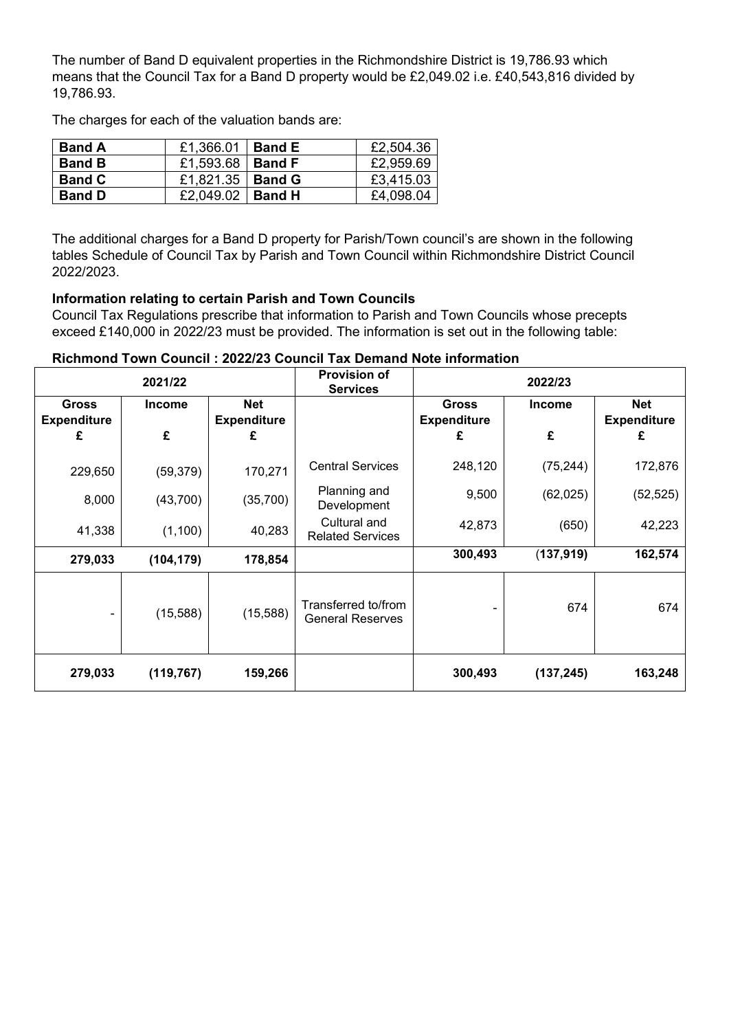The number of Band D equivalent properties in the Richmondshire District is 19,786.93 which means that the Council Tax for a Band D property would be £2,049.02 i.e. £40,543,816 divided by 19,786.93.

The charges for each of the valuation bands are:

| **Band A** | £1,366.01 | **Band E** | £2,504.36 |
|---|---|---|---|
| **Band B** | £1,593.68 | **Band F** | £2,959.69 |
| **Band C** | £1,821.35 | **Band G** | £3,415.03 |
| **Band D** | £2,049.02 | **Band H** | £4,098.04 |

The additional charges for a Band D property for Parish/Town council's are shown in the following tables Schedule of Council Tax by Parish and Town Council within Richmondshire District Council 2022/2023.

**Information relating to certain Parish and Town Councils**

Council Tax Regulations prescribe that information to Parish and Town Councils whose precepts exceed £140,000 in 2022/23 must be provided. The information is set out in the following table:

**Richmond Town Council : 2022/23 Council Tax Demand Note information**

| 2021/22 | | | Provision of Services | 2022/23 | | |
|---|---|---|---|---|---|---|
| **Gross Expenditure £** | **Income £** | **Net Expenditure £** | | **Gross Expenditure £** | **Income £** | **Net Expenditure £** |
| 229,650 | (59,379) | 170,271 | Central Services | 248,120 | (75,244) | 172,876 |
| 8,000 | (43,700) | (35,700) | Planning and Development | 9,500 | (62,025) | (52,525) |
| 41,338 | (1,100) | 40,283 | Cultural and Related Services | 42,873 | (650) | 42,223 |
| **279,033** | **(104,179)** | **178,854** | | **300,493** | **(137,919)** | **162,574** |
| - | (15,588) | (15,588) | Transferred to/from General Reserves | - | 674 | 674 |
| **279,033** | **(119,767)** | **159,266** | | **300,493** | **(137,245)** | **163,248** |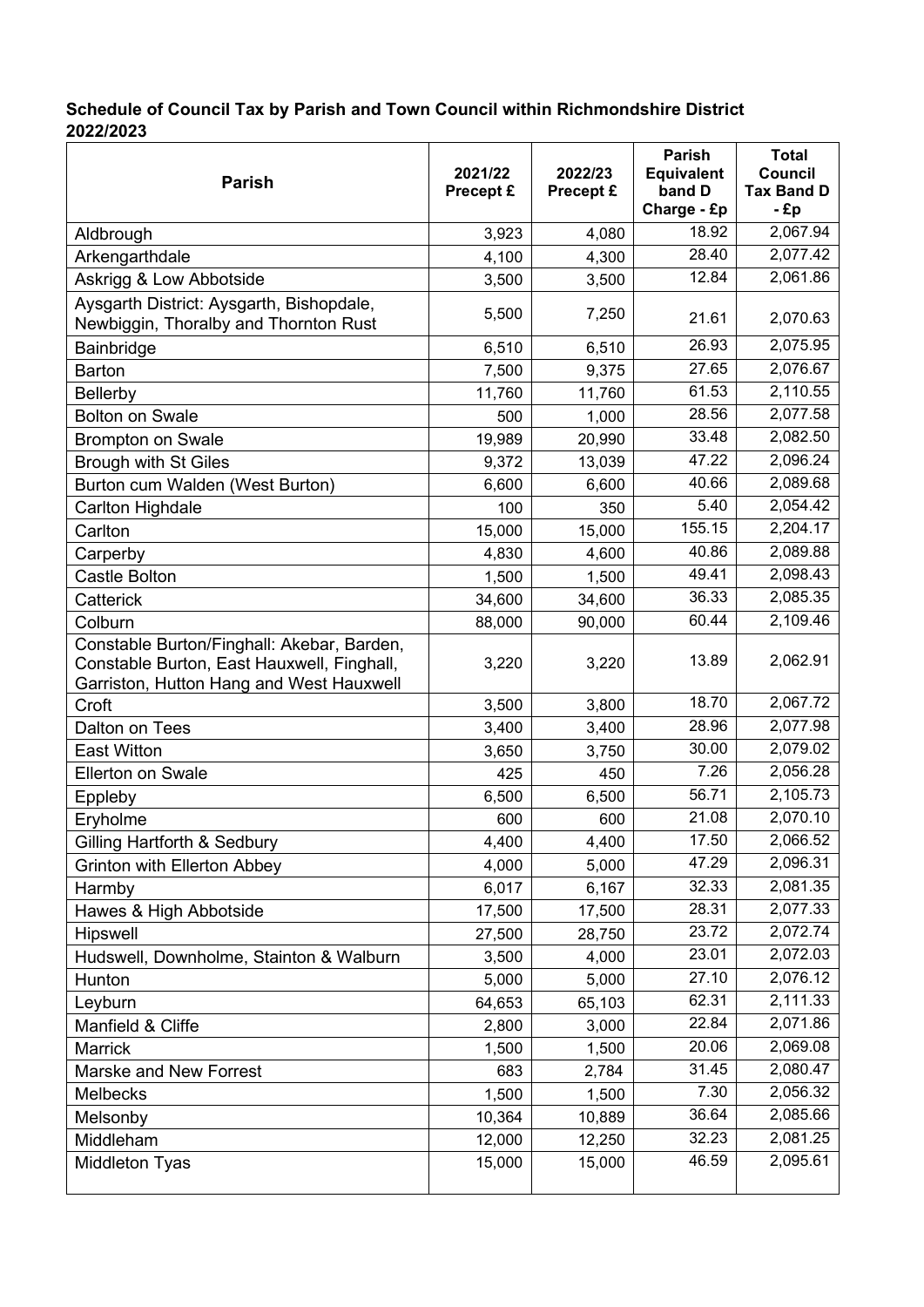**Schedule of Council Tax by Parish and Town Council within Richmondshire District 2022/2023**

| Parish | 2021/22 Precept £ | 2022/23 Precept £ | Parish Equivalent band D Charge - £p | Total Council Tax Band D - £p |
|---|---|---|---|---|
| Aldbrough | 3,923 | 4,080 | 18.92 | 2,067.94 |
| Arkengarthdale | 4,100 | 4,300 | 28.40 | 2,077.42 |
| Askrigg & Low Abbotside | 3,500 | 3,500 | 12.84 | 2,061.86 |
| Aysgarth District: Aysgarth, Bishopdale, Newbiggin, Thoralby and Thornton Rust | 5,500 | 7,250 | 21.61 | 2,070.63 |
| Bainbridge | 6,510 | 6,510 | 26.93 | 2,075.95 |
| Barton | 7,500 | 9,375 | 27.65 | 2,076.67 |
| Bellerby | 11,760 | 11,760 | 61.53 | 2,110.55 |
| Bolton on Swale | 500 | 1,000 | 28.56 | 2,077.58 |
| Brompton on Swale | 19,989 | 20,990 | 33.48 | 2,082.50 |
| Brough with St Giles | 9,372 | 13,039 | 47.22 | 2,096.24 |
| Burton cum Walden (West Burton) | 6,600 | 6,600 | 40.66 | 2,089.68 |
| Carlton Highdale | 100 | 350 | 5.40 | 2,054.42 |
| Carlton | 15,000 | 15,000 | 155.15 | 2,204.17 |
| Carperby | 4,830 | 4,600 | 40.86 | 2,089.88 |
| Castle Bolton | 1,500 | 1,500 | 49.41 | 2,098.43 |
| Catterick | 34,600 | 34,600 | 36.33 | 2,085.35 |
| Colburn | 88,000 | 90,000 | 60.44 | 2,109.46 |
| Constable Burton/Finghall: Akebar, Barden, Constable Burton, East Hauxwell, Finghall, Garriston, Hutton Hang and West Hauxwell | 3,220 | 3,220 | 13.89 | 2,062.91 |
| Croft | 3,500 | 3,800 | 18.70 | 2,067.72 |
| Dalton on Tees | 3,400 | 3,400 | 28.96 | 2,077.98 |
| East Witton | 3,650 | 3,750 | 30.00 | 2,079.02 |
| Ellerton on Swale | 425 | 450 | 7.26 | 2,056.28 |
| Eppleby | 6,500 | 6,500 | 56.71 | 2,105.73 |
| Eryholme | 600 | 600 | 21.08 | 2,070.10 |
| Gilling Hartforth & Sedbury | 4,400 | 4,400 | 17.50 | 2,066.52 |
| Grinton with Ellerton Abbey | 4,000 | 5,000 | 47.29 | 2,096.31 |
| Harmby | 6,017 | 6,167 | 32.33 | 2,081.35 |
| Hawes & High Abbotside | 17,500 | 17,500 | 28.31 | 2,077.33 |
| Hipswell | 27,500 | 28,750 | 23.72 | 2,072.74 |
| Hudswell, Downholme, Stainton & Walburn | 3,500 | 4,000 | 23.01 | 2,072.03 |
| Hunton | 5,000 | 5,000 | 27.10 | 2,076.12 |
| Leyburn | 64,653 | 65,103 | 62.31 | 2,111.33 |
| Manfield & Cliffe | 2,800 | 3,000 | 22.84 | 2,071.86 |
| Marrick | 1,500 | 1,500 | 20.06 | 2,069.08 |
| Marske and New Forrest | 683 | 2,784 | 31.45 | 2,080.47 |
| Melbecks | 1,500 | 1,500 | 7.30 | 2,056.32 |
| Melsonby | 10,364 | 10,889 | 36.64 | 2,085.66 |
| Middleham | 12,000 | 12,250 | 32.23 | 2,081.25 |
| Middleton Tyas | 15,000 | 15,000 | 46.59 | 2,095.61 |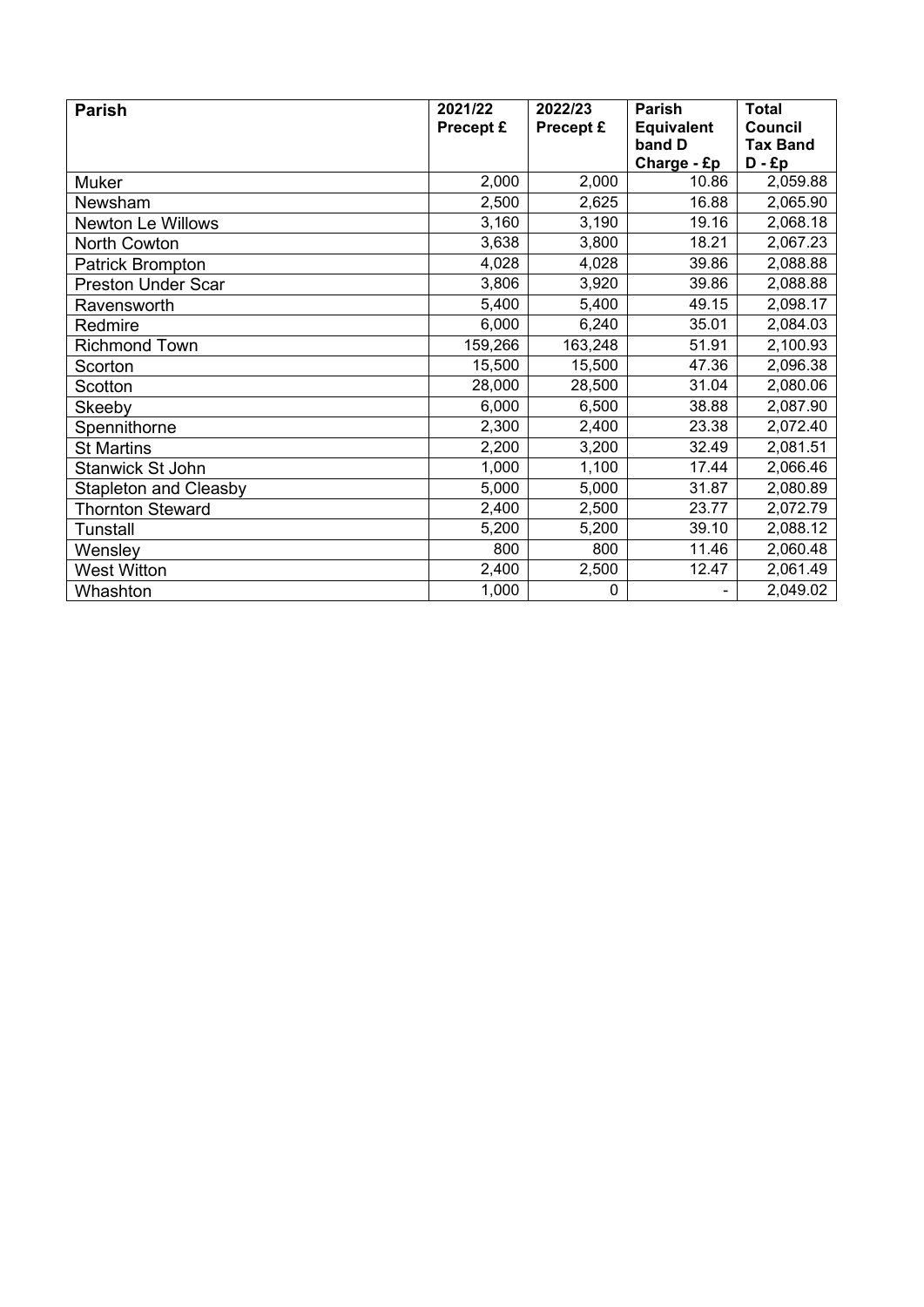| Parish | 2021/22 Precept £ | 2022/23 Precept £ | Parish Equivalent band D Charge - £p | Total Council Tax Band D - £p |
|---|---|---|---|---|
| Muker | 2,000 | 2,000 | 10.86 | 2,059.88 |
| Newsham | 2,500 | 2,625 | 16.88 | 2,065.90 |
| Newton Le Willows | 3,160 | 3,190 | 19.16 | 2,068.18 |
| North Cowton | 3,638 | 3,800 | 18.21 | 2,067.23 |
| Patrick Brompton | 4,028 | 4,028 | 39.86 | 2,088.88 |
| Preston Under Scar | 3,806 | 3,920 | 39.86 | 2,088.88 |
| Ravensworth | 5,400 | 5,400 | 49.15 | 2,098.17 |
| Redmire | 6,000 | 6,240 | 35.01 | 2,084.03 |
| Richmond Town | 159,266 | 163,248 | 51.91 | 2,100.93 |
| Scorton | 15,500 | 15,500 | 47.36 | 2,096.38 |
| Scotton | 28,000 | 28,500 | 31.04 | 2,080.06 |
| Skeeby | 6,000 | 6,500 | 38.88 | 2,087.90 |
| Spennithorne | 2,300 | 2,400 | 23.38 | 2,072.40 |
| St Martins | 2,200 | 3,200 | 32.49 | 2,081.51 |
| Stanwick St John | 1,000 | 1,100 | 17.44 | 2,066.46 |
| Stapleton and Cleasby | 5,000 | 5,000 | 31.87 | 2,080.89 |
| Thornton Steward | 2,400 | 2,500 | 23.77 | 2,072.79 |
| Tunstall | 5,200 | 5,200 | 39.10 | 2,088.12 |
| Wensley | 800 | 800 | 11.46 | 2,060.48 |
| West Witton | 2,400 | 2,500 | 12.47 | 2,061.49 |
| Whashton | 1,000 | 0 | - | 2,049.02 |